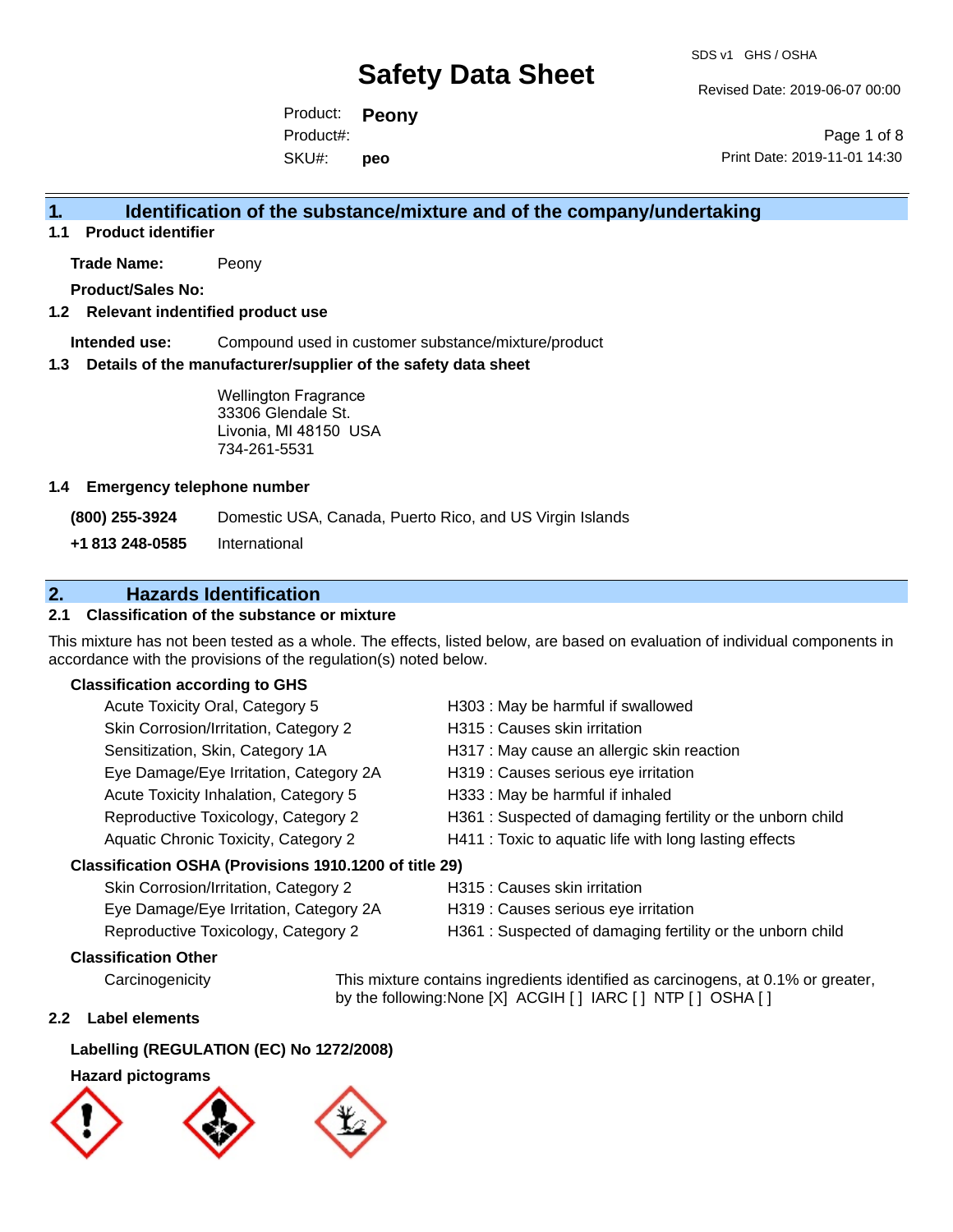# Safety Data Sheet

SDS v1 GHS / OSHA

Revised Date: 2019-06-07 00:00

Product: **Peony**
Product#:
SKU#: **peo**

Print Date: 2019-11-01 14:30

## 1. Identification of the substance/mixture and of the company/undertaking

### 1.1 Product identifier

**Trade Name:** Peony

**Product/Sales No:**

### 1.2 Relevant identified product use

**Intended use:** Compound used in customer substance/mixture/product

### 1.3 Details of the manufacturer/supplier of the safety data sheet

Wellington Fragrance
33306 Glendale St.
Livonia, MI 48150 USA
734-261-5531

### 1.4 Emergency telephone number

| | |
|---|---|
| **(800) 255-3924** | Domestic USA, Canada, Puerto Rico, and US Virgin Islands |
| **+1 813 248-0585** | International |

## 2. Hazards Identification

### 2.1 Classification of the substance or mixture

This mixture has not been tested as a whole. The effects, listed below, are based on evaluation of individual components in accordance with the provisions of the regulation(s) noted below.

**Classification according to GHS**

| | |
|---|---|
| Acute Toxicity Oral, Category 5 | H303 : May be harmful if swallowed |
| Skin Corrosion/Irritation, Category 2 | H315 : Causes skin irritation |
| Sensitization, Skin, Category 1A | H317 : May cause an allergic skin reaction |
| Eye Damage/Eye Irritation, Category 2A | H319 : Causes serious eye irritation |
| Acute Toxicity Inhalation, Category 5 | H333 : May be harmful if inhaled |
| Reproductive Toxicology, Category 2 | H361 : Suspected of damaging fertility or the unborn child |
| Aquatic Chronic Toxicity, Category 2 | H411 : Toxic to aquatic life with long lasting effects |

**Classification OSHA (Provisions 1910.1200 of title 29)**

| | |
|---|---|
| Skin Corrosion/Irritation, Category 2 | H315 : Causes skin irritation |
| Eye Damage/Eye Irritation, Category 2A | H319 : Causes serious eye irritation |
| Reproductive Toxicology, Category 2 | H361 : Suspected of damaging fertility or the unborn child |

**Classification Other**

Carcinogenicity: This mixture contains ingredients identified as carcinogens, at 0.1% or greater, by the following:None [X] ACGIH [ ] IARC [ ] NTP [ ] OSHA [ ]

### 2.2 Label elements

**Labelling (REGULATION (EC) No 1272/2008)**

**Hazard pictograms**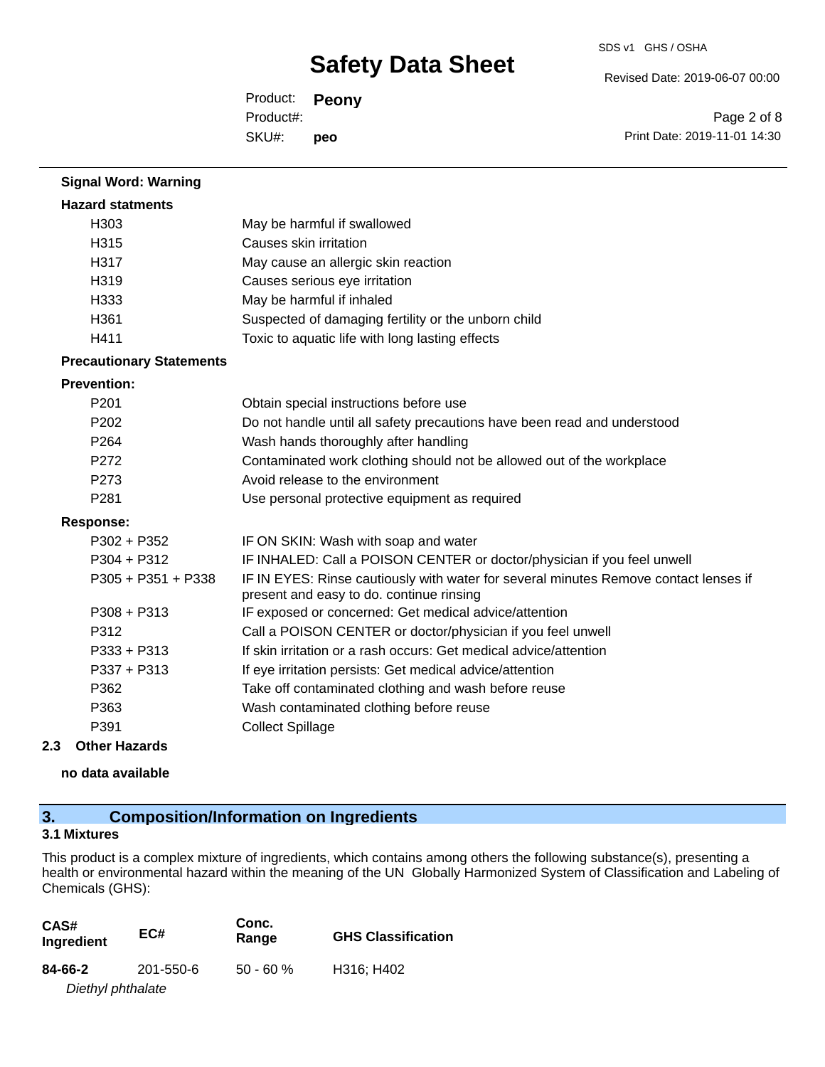**Signal Word: Warning**

**Hazard statments**

| | |
|---|---|
| H303 | May be harmful if swallowed |
| H315 | Causes skin irritation |
| H317 | May cause an allergic skin reaction |
| H319 | Causes serious eye irritation |
| H333 | May be harmful if inhaled |
| H361 | Suspected of damaging fertility or the unborn child |
| H411 | Toxic to aquatic life with long lasting effects |

**Precautionary Statements**

**Prevention:**

| | |
|---|---|
| P201 | Obtain special instructions before use |
| P202 | Do not handle until all safety precautions have been read and understood |
| P264 | Wash hands thoroughly after handling |
| P272 | Contaminated work clothing should not be allowed out of the workplace |
| P273 | Avoid release to the environment |
| P281 | Use personal protective equipment as required |

**Response:**

| | |
|---|---|
| P302 + P352 | IF ON SKIN: Wash with soap and water |
| P304 + P312 | IF INHALED: Call a POISON CENTER or doctor/physician if you feel unwell |
| P305 + P351 + P338 | IF IN EYES: Rinse cautiously with water for several minutes Remove contact lenses if present and easy to do. continue rinsing |
| P308 + P313 | IF exposed or concerned: Get medical advice/attention |
| P312 | Call a POISON CENTER or doctor/physician if you feel unwell |
| P333 + P313 | If skin irritation or a rash occurs: Get medical advice/attention |
| P337 + P313 | If eye irritation persists: Get medical advice/attention |
| P362 | Take off contaminated clothing and wash before reuse |
| P363 | Wash contaminated clothing before reuse |
| P391 | Collect Spillage |

### 2.3 Other Hazards

**no data available**

## 3. Composition/Information on Ingredients

### 3.1 Mixtures

This product is a complex mixture of ingredients, which contains among others the following substance(s), presenting a health or environmental hazard within the meaning of the UN Globally Harmonized System of Classification and Labeling of Chemicals (GHS):

| CAS# Ingredient | EC# | Conc. Range | GHS Classification |
|---|---|---|---|
| **84-66-2** *Diethyl phthalate* | 201-550-6 | 50 - 60 % | H316; H402 |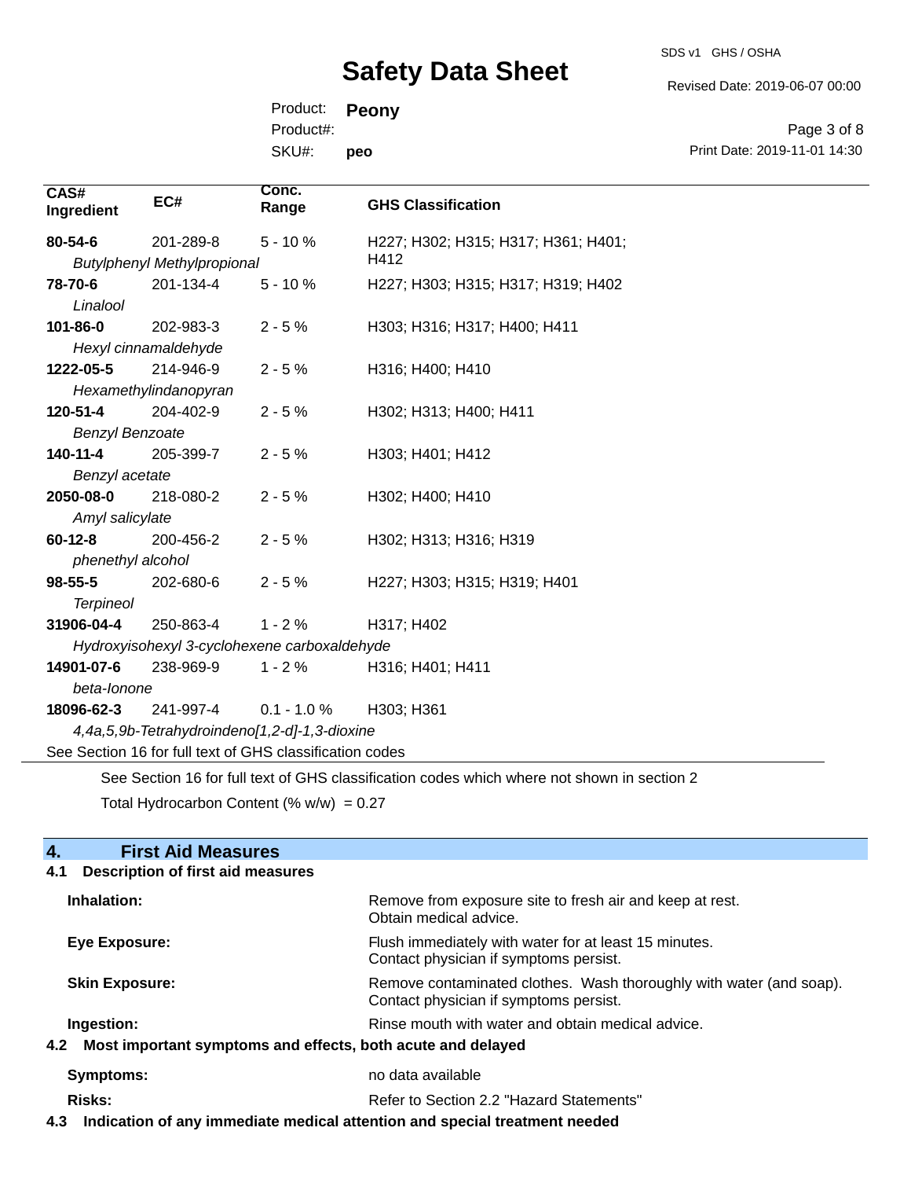| CAS# Ingredient | EC# | Conc. Range | GHS Classification |
|---|---|---|---|
| **80-54-6** *Butylphenyl Methylpropional* | 201-289-8 | 5 - 10 % | H227; H302; H315; H317; H361; H401; H412 |
| **78-70-6** *Linalool* | 201-134-4 | 5 - 10 % | H227; H303; H315; H317; H319; H402 |
| **101-86-0** *Hexyl cinnamaldehyde* | 202-983-3 | 2 - 5 % | H303; H316; H317; H400; H411 |
| **1222-05-5** *Hexamethylindanopyran* | 214-946-9 | 2 - 5 % | H316; H400; H410 |
| **120-51-4** *Benzyl Benzoate* | 204-402-9 | 2 - 5 % | H302; H313; H400; H411 |
| **140-11-4** *Benzyl acetate* | 205-399-7 | 2 - 5 % | H303; H401; H412 |
| **2050-08-0** *Amyl salicylate* | 218-080-2 | 2 - 5 % | H302; H400; H410 |
| **60-12-8** *phenethyl alcohol* | 200-456-2 | 2 - 5 % | H302; H313; H316; H319 |
| **98-55-5** *Terpineol* | 202-680-6 | 2 - 5 % | H227; H303; H315; H319; H401 |
| **31906-04-4** *Hydroxyisohexyl 3-cyclohexene carboxaldehyde* | 250-863-4 | 1 - 2 % | H317; H402 |
| **14901-07-6** *beta-Ionone* | 238-969-9 | 1 - 2 % | H316; H401; H411 |
| **18096-62-3** *4,4a,5,9b-Tetrahydroindeno[1,2-d]-1,3-dioxine* | 241-997-4 | 0.1 - 1.0 % | H303; H361 |

See Section 16 for full text of GHS classification codes

See Section 16 for full text of GHS classification codes which where not shown in section 2

Total Hydrocarbon Content (% w/w) = 0.27

## 4. First Aid Measures

### 4.1 Description of first aid measures

**Inhalation:** Remove from exposure site to fresh air and keep at rest. Obtain medical advice.

**Eye Exposure:** Flush immediately with water for at least 15 minutes. Contact physician if symptoms persist.

**Skin Exposure:** Remove contaminated clothes. Wash thoroughly with water (and soap). Contact physician if symptoms persist.

**Ingestion:** Rinse mouth with water and obtain medical advice.

### 4.2 Most important symptoms and effects, both acute and delayed

**Symptoms:** no data available

**Risks:** Refer to Section 2.2 "Hazard Statements"

### 4.3 Indication of any immediate medical attention and special treatment needed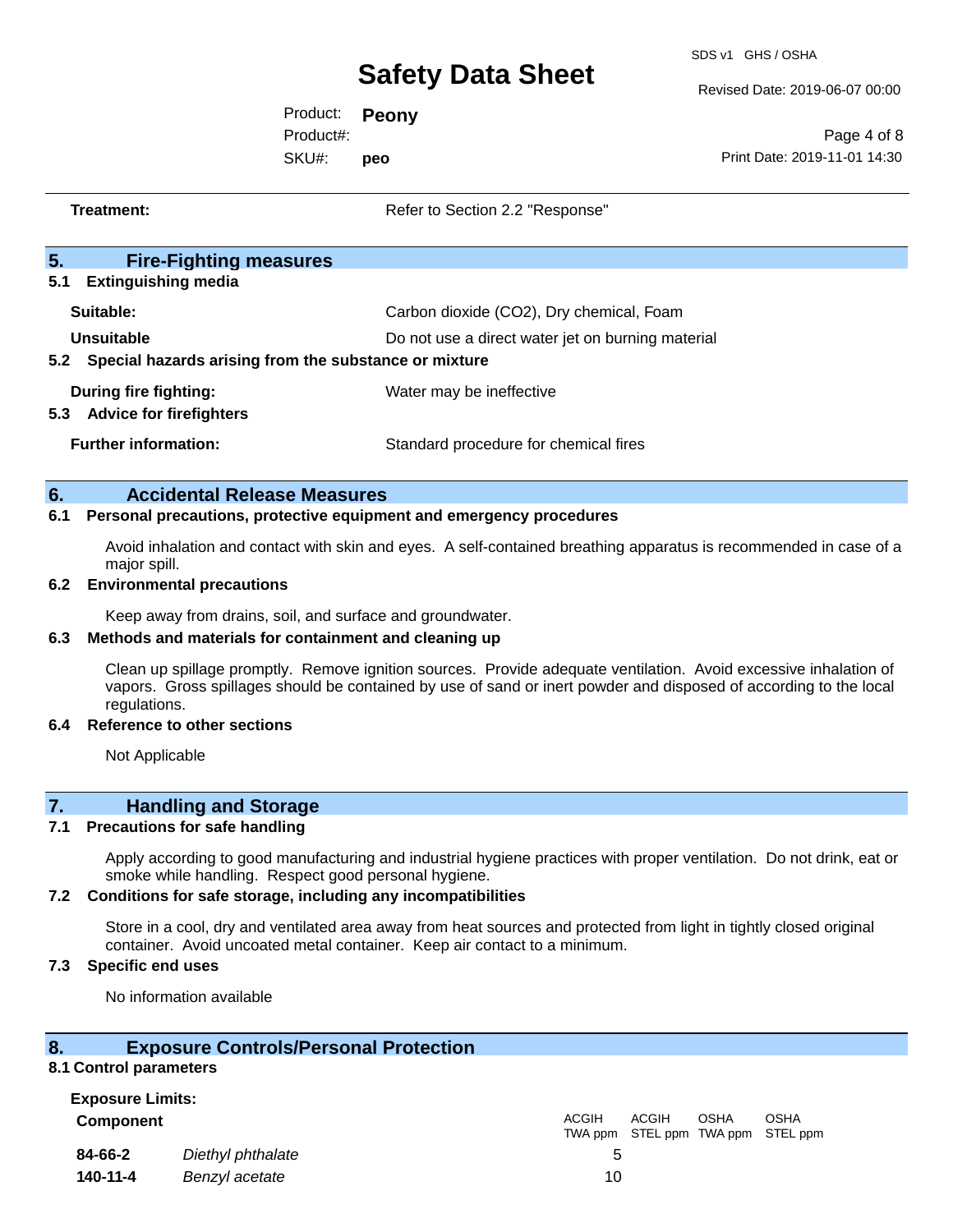**Treatment:** Refer to Section 2.2 "Response"

## 5. Fire-Fighting measures

### 5.1 Extinguishing media

**Suitable:** Carbon dioxide ($CO_2$), Dry chemical, Foam

**Unsuitable** Do not use a direct water jet on burning material

### 5.2 Special hazards arising from the substance or mixture

**During fire fighting:** Water may be ineffective

### 5.3 Advice for firefighters

**Further information:** Standard procedure for chemical fires

## 6. Accidental Release Measures

### 6.1 Personal precautions, protective equipment and emergency procedures

Avoid inhalation and contact with skin and eyes. A self-contained breathing apparatus is recommended in case of a major spill.

### 6.2 Environmental precautions

Keep away from drains, soil, and surface and groundwater.

### 6.3 Methods and materials for containment and cleaning up

Clean up spillage promptly. Remove ignition sources. Provide adequate ventilation. Avoid excessive inhalation of vapors. Gross spillages should be contained by use of sand or inert powder and disposed of according to the local regulations.

### 6.4 Reference to other sections

Not Applicable

## 7. Handling and Storage

### 7.1 Precautions for safe handling

Apply according to good manufacturing and industrial hygiene practices with proper ventilation. Do not drink, eat or smoke while handling. Respect good personal hygiene.

### 7.2 Conditions for safe storage, including any incompatibilities

Store in a cool, dry and ventilated area away from heat sources and protected from light in tightly closed original container. Avoid uncoated metal container. Keep air contact to a minimum.

### 7.3 Specific end uses

No information available

## 8. Exposure Controls/Personal Protection

### 8.1 Control parameters

**Exposure Limits:**

| Component | | ACGIH TWA ppm | ACGIH STEL ppm | OSHA TWA ppm | OSHA STEL ppm |
|---|---|---|---|---|---|
| **84-66-2** | *Diethyl phthalate* | 5 | | | |
| **140-11-4** | *Benzyl acetate* | 10 | | | |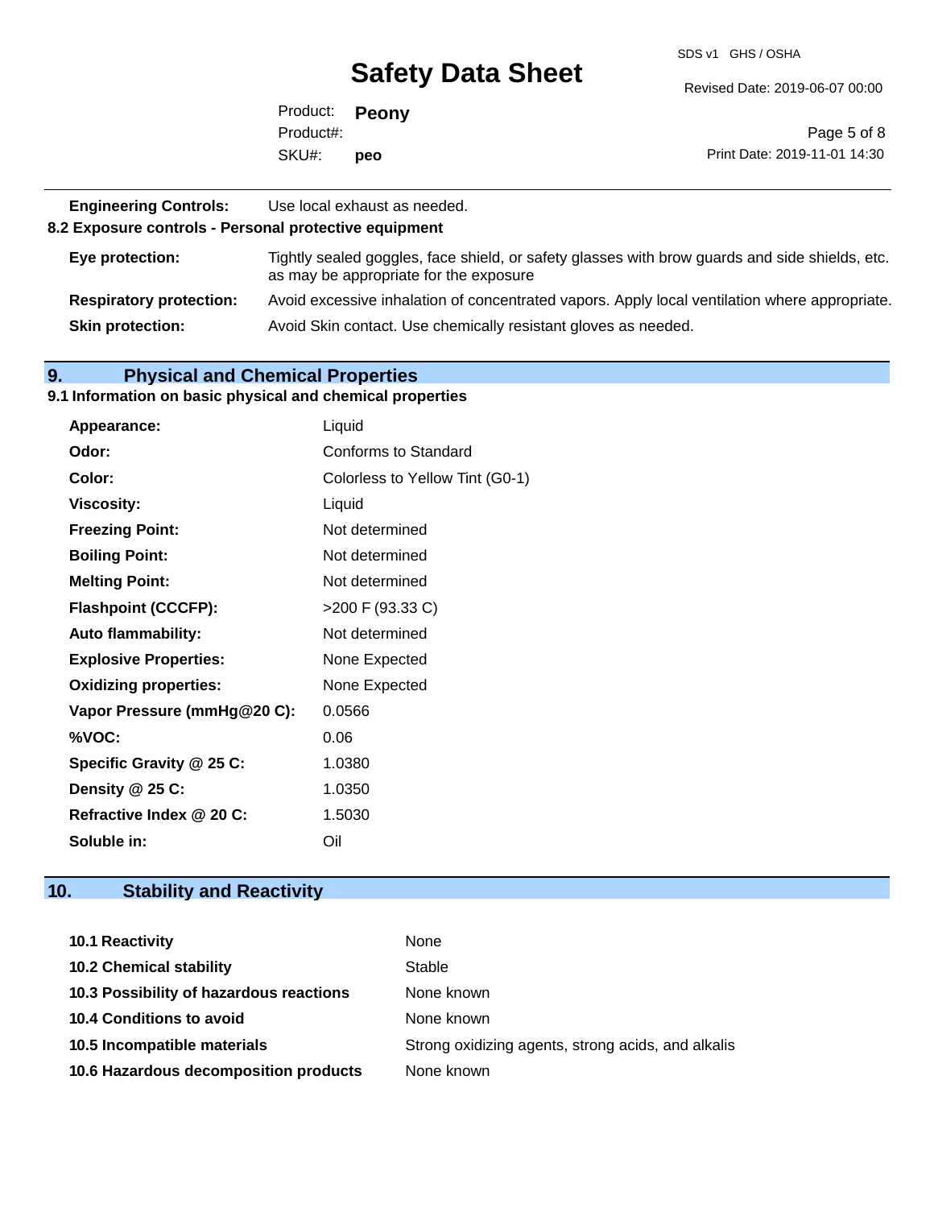**Engineering Controls:** Use local exhaust as needed.

### 8.2 Exposure controls - Personal protective equipment

| | |
|---|---|
| **Eye protection:** | Tightly sealed goggles, face shield, or safety glasses with brow guards and side shields, etc. as may be appropriate for the exposure |
| **Respiratory protection:** | Avoid excessive inhalation of concentrated vapors. Apply local ventilation where appropriate. |
| **Skin protection:** | Avoid Skin contact. Use chemically resistant gloves as needed. |

## 9. Physical and Chemical Properties

### 9.1 Information on basic physical and chemical properties

| | |
|---|---|
| **Appearance:** | Liquid |
| **Odor:** | Conforms to Standard |
| **Color:** | Colorless to Yellow Tint (G0-1) |
| **Viscosity:** | Liquid |
| **Freezing Point:** | Not determined |
| **Boiling Point:** | Not determined |
| **Melting Point:** | Not determined |
| **Flashpoint (CCCFP):** | >200 F (93.33 C) |
| **Auto flammability:** | Not determined |
| **Explosive Properties:** | None Expected |
| **Oxidizing properties:** | None Expected |
| **Vapor Pressure (mmHg@20 C):** | 0.0566 |
| **%VOC:** | 0.06 |
| **Specific Gravity @ 25 C:** | 1.0380 |
| **Density @ 25 C:** | 1.0350 |
| **Refractive Index @ 20 C:** | 1.5030 |
| **Soluble in:** | Oil |

## 10. Stability and Reactivity

| | |
|---|---|
| **10.1 Reactivity** | None |
| **10.2 Chemical stability** | Stable |
| **10.3 Possibility of hazardous reactions** | None known |
| **10.4 Conditions to avoid** | None known |
| **10.5 Incompatible materials** | Strong oxidizing agents, strong acids, and alkalis |
| **10.6 Hazardous decomposition products** | None known |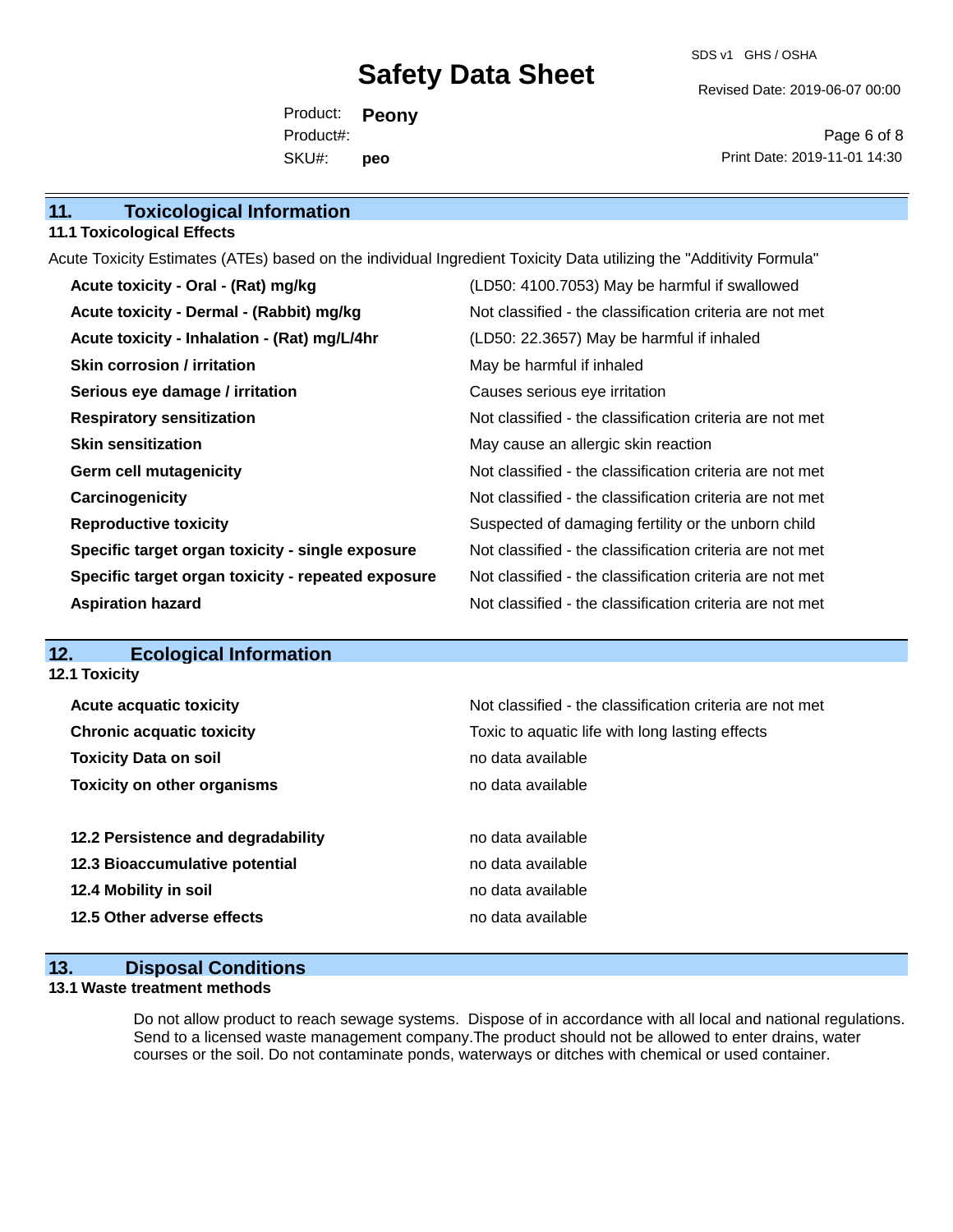## 11. Toxicological Information

### 11.1 Toxicological Effects

Acute Toxicity Estimates (ATEs) based on the individual Ingredient Toxicity Data utilizing the "Additivity Formula"

| | |
|---|---|
| **Acute toxicity - Oral - (Rat) mg/kg** | (LD50: 4100.7053) May be harmful if swallowed |
| **Acute toxicity - Dermal - (Rabbit) mg/kg** | Not classified - the classification criteria are not met |
| **Acute toxicity - Inhalation - (Rat) mg/L/4hr** | (LD50: 22.3657) May be harmful if inhaled |
| **Skin corrosion / irritation** | May be harmful if inhaled |
| **Serious eye damage / irritation** | Causes serious eye irritation |
| **Respiratory sensitization** | Not classified - the classification criteria are not met |
| **Skin sensitization** | May cause an allergic skin reaction |
| **Germ cell mutagenicity** | Not classified - the classification criteria are not met |
| **Carcinogenicity** | Not classified - the classification criteria are not met |
| **Reproductive toxicity** | Suspected of damaging fertility or the unborn child |
| **Specific target organ toxicity - single exposure** | Not classified - the classification criteria are not met |
| **Specific target organ toxicity - repeated exposure** | Not classified - the classification criteria are not met |
| **Aspiration hazard** | Not classified - the classification criteria are not met |

## 12. Ecological Information

### 12.1 Toxicity

| | |
|---|---|
| **Acute acquatic toxicity** | Not classified - the classification criteria are not met |
| **Chronic acquatic toxicity** | Toxic to aquatic life with long lasting effects |
| **Toxicity Data on soil** | no data available |
| **Toxicity on other organisms** | no data available |

| | |
|---|---|
| **12.2 Persistence and degradability** | no data available |
| **12.3 Bioaccumulative potential** | no data available |
| **12.4 Mobility in soil** | no data available |
| **12.5 Other adverse effects** | no data available |

## 13. Disposal Conditions

### 13.1 Waste treatment methods

Do not allow product to reach sewage systems. Dispose of in accordance with all local and national regulations. Send to a licensed waste management company.The product should not be allowed to enter drains, water courses or the soil. Do not contaminate ponds, waterways or ditches with chemical or used container.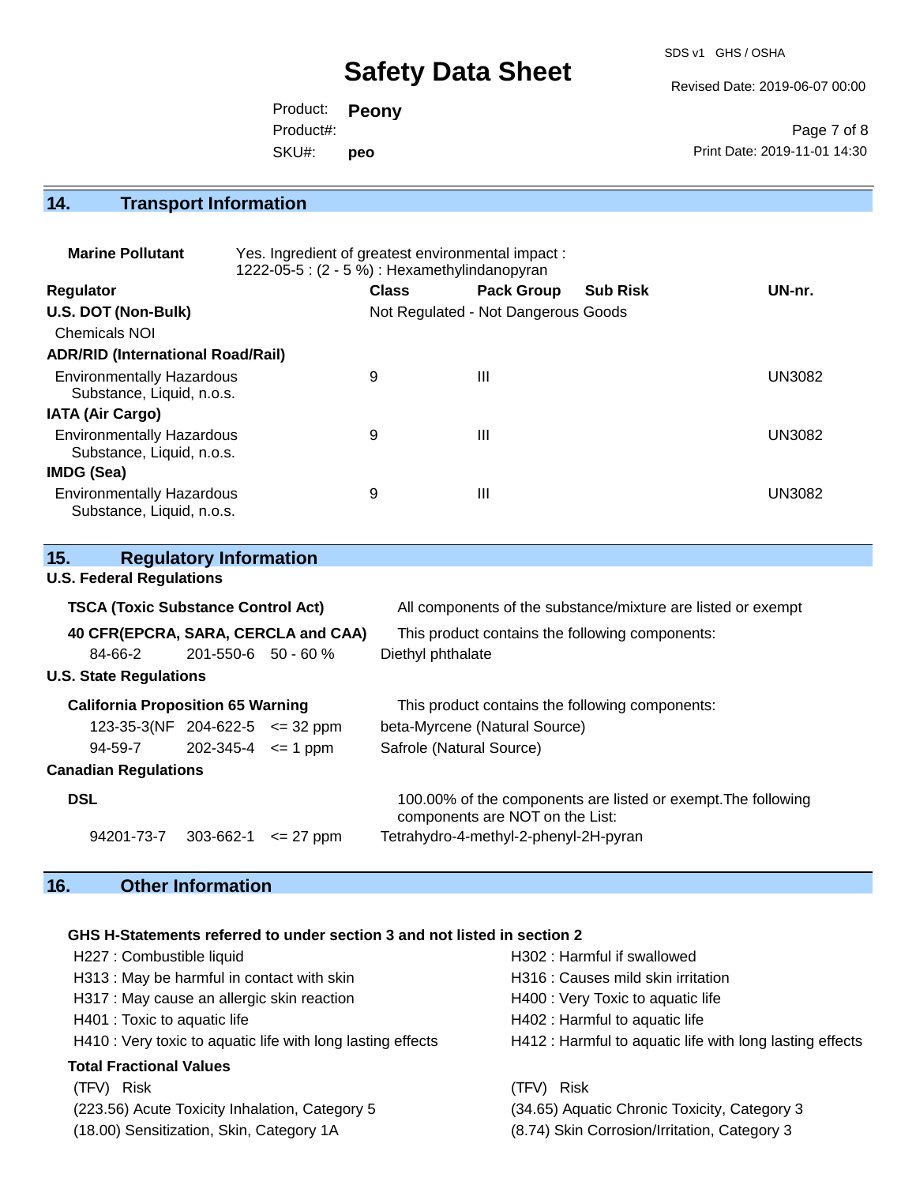## 14. Transport Information

**Marine Pollutant** Yes. Ingredient of greatest environmental impact : 1222-05-5 : (2 - 5 %) : Hexamethylindanopyran

| Regulator | Class | Pack Group | Sub Risk | UN-nr. |
|---|---|---|---|---|
| **U.S. DOT (Non-Bulk)** | Not Regulated - Not Dangerous Goods | | | |
| Chemicals NOI | | | | |
| **ADR/RID (International Road/Rail)** | | | | |
| Environmentally Hazardous Substance, Liquid, n.o.s. | 9 | III | | UN3082 |
| **IATA (Air Cargo)** | | | | |
| Environmentally Hazardous Substance, Liquid, n.o.s. | 9 | III | | UN3082 |
| **IMDG (Sea)** | | | | |
| Environmentally Hazardous Substance, Liquid, n.o.s. | 9 | III | | UN3082 |

## 15. Regulatory Information

### U.S. Federal Regulations

**TSCA (Toxic Substance Control Act)** All components of the substance/mixture are listed or exempt

**40 CFR(EPCRA, SARA, CERCLA and CAA)** This product contains the following components:

| 84-66-2 | 201-550-6 | 50 - 60 % | Diethyl phthalate |
|---|---|---|---|

### U.S. State Regulations

**California Proposition 65 Warning** This product contains the following components:

| 123-35-3(NF | 204-622-5 | <= 32 ppm | beta-Myrcene (Natural Source) |
|---|---|---|---|
| 94-59-7 | 202-345-4 | <= 1 ppm | Safrole (Natural Source) |

### Canadian Regulations

**DSL** 100.00% of the components are listed or exempt.The following components are NOT on the List:

| 94201-73-7 | 303-662-1 | <= 27 ppm | Tetrahydro-4-methyl-2-phenyl-2H-pyran |
|---|---|---|---|

## 16. Other Information

**GHS H-Statements referred to under section 3 and not listed in section 2**

H227 : Combustible liquid
H302 : Harmful if swallowed
H313 : May be harmful in contact with skin
H316 : Causes mild skin irritation
H317 : May cause an allergic skin reaction
H400 : Very Toxic to aquatic life
H401 : Toxic to aquatic life
H402 : Harmful to aquatic life
H410 : Very toxic to aquatic life with long lasting effects
H412 : Harmful to aquatic life with long lasting effects

**Total Fractional Values**

(TFV) Risk
(223.56) Acute Toxicity Inhalation, Category 5
(18.00) Sensitization, Skin, Category 1A

(TFV) Risk
(34.65) Aquatic Chronic Toxicity, Category 3
(8.74) Skin Corrosion/Irritation, Category 3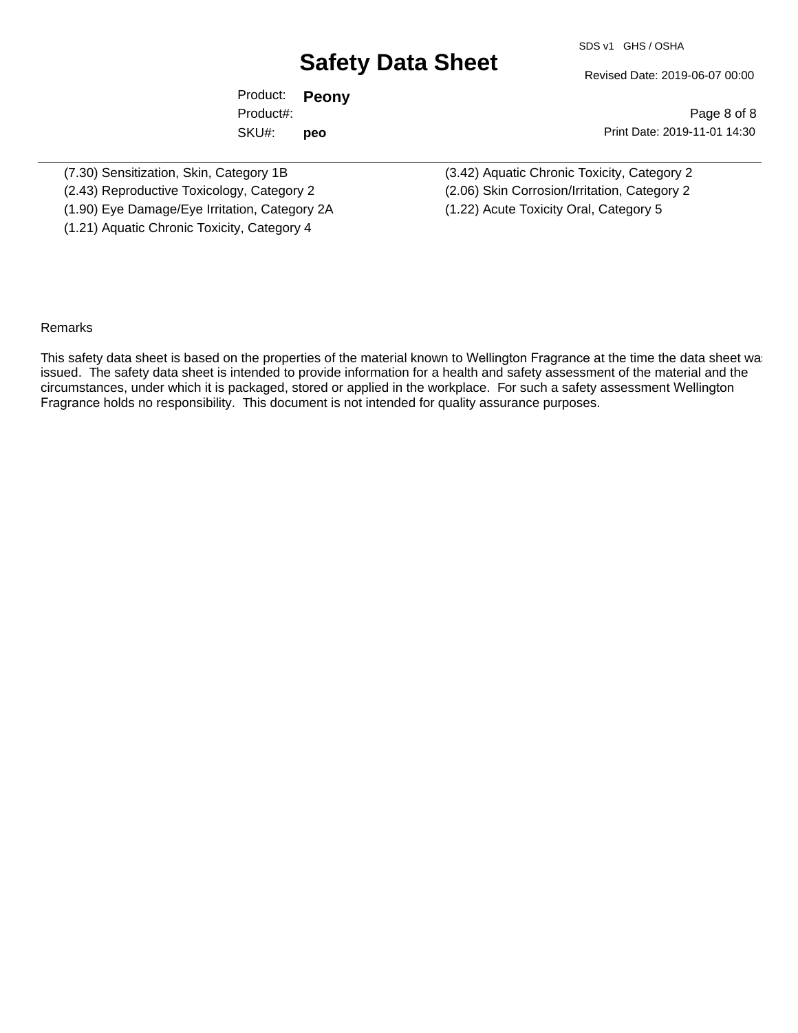(7.30) Sensitization, Skin, Category 1B
(2.43) Reproductive Toxicology, Category 2
(1.90) Eye Damage/Eye Irritation, Category 2A
(1.21) Aquatic Chronic Toxicity, Category 4
(3.42) Aquatic Chronic Toxicity, Category 2
(2.06) Skin Corrosion/Irritation, Category 2
(1.22) Acute Toxicity Oral, Category 5

Remarks

This safety data sheet is based on the properties of the material known to Wellington Fragrance at the time the data sheet was issued. The safety data sheet is intended to provide information for a health and safety assessment of the material and the circumstances, under which it is packaged, stored or applied in the workplace. For such a safety assessment Wellington Fragrance holds no responsibility. This document is not intended for quality assurance purposes.